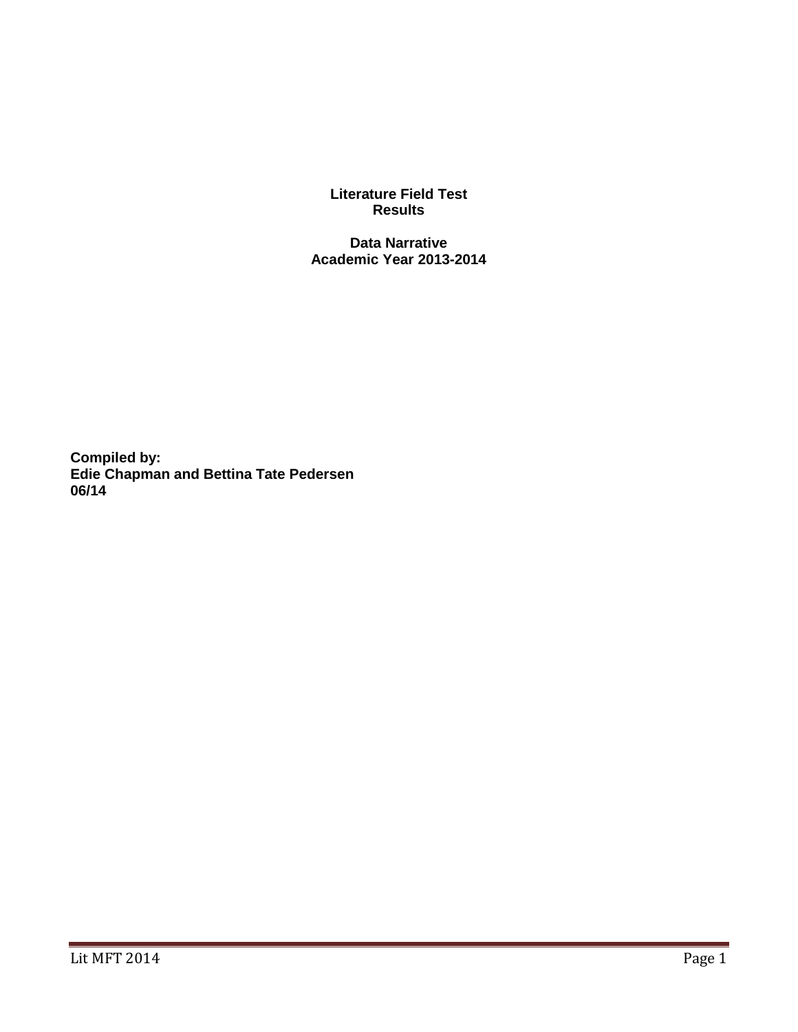**Literature Field Test**
**Results**

**Data Narrative**
**Academic Year 2013-2014**

**Compiled by:**
**Edie Chapman and Bettina Tate Pedersen**
**06/14**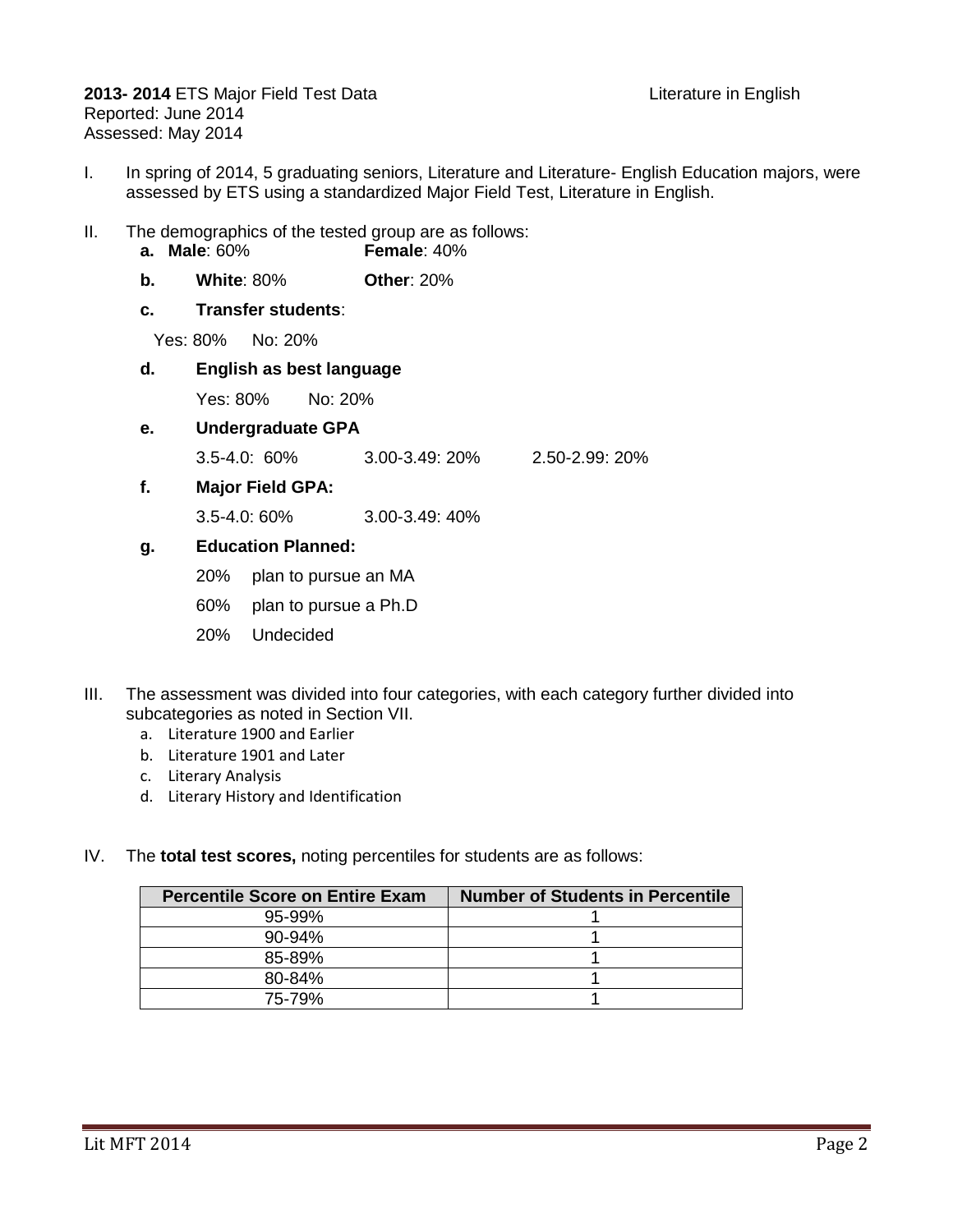**2013- 2014** ETS Major Field Test Data Literature in English
Reported: June 2014
Assessed: May 2014

I. In spring of 2014, 5 graduating seniors, Literature and Literature- English Education majors, were assessed by ETS using a standardized Major Field Test, Literature in English.

II. The demographics of the tested group are as follows:

   a. **Male**: 60% **Female**: 40%

   b. **White**: 80% **Other**: 20%

   c. **Transfer students**:

      Yes: 80% No: 20%

   d. **English as best language**

      Yes: 80% No: 20%

   e. **Undergraduate GPA**

      3.5-4.0: 60% 3.00-3.49: 20% 2.50-2.99: 20%

   f. **Major Field GPA:**

      3.5-4.0: 60% 3.00-3.49: 40%

   g. **Education Planned:**

      20% plan to pursue an MA

      60% plan to pursue a Ph.D

      20% Undecided

III. The assessment was divided into four categories, with each category further divided into subcategories as noted in Section VII.

   a. Literature 1900 and Earlier
   b. Literature 1901 and Later
   c. Literary Analysis
   d. Literary History and Identification

IV. The **total test scores,** noting percentiles for students are as follows:

| Percentile Score on Entire Exam | Number of Students in Percentile |
|---|---|
| 95-99% | 1 |
| 90-94% | 1 |
| 85-89% | 1 |
| 80-84% | 1 |
| 75-79% | 1 |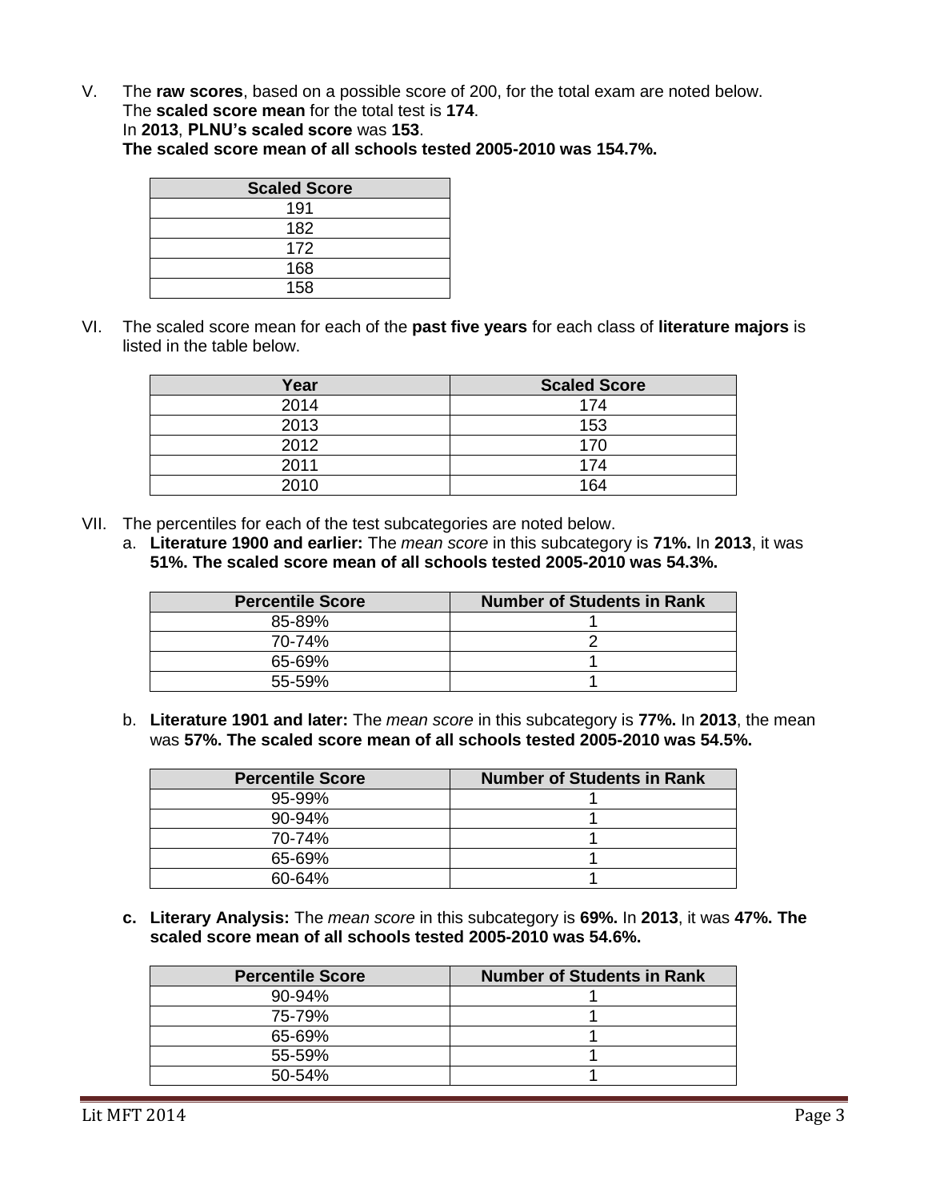V. The **raw scores**, based on a possible score of 200, for the total exam are noted below. The **scaled score mean** for the total test is **174**.
In **2013**, **PLNU's scaled score** was **153**.
**The scaled score mean of all schools tested 2005-2010 was 154.7%.**

| Scaled Score |
|---|
| 191 |
| 182 |
| 172 |
| 168 |
| 158 |

VI. The scaled score mean for each of the **past five years** for each class of **literature majors** is listed in the table below.

| Year | Scaled Score |
|---|---|
| 2014 | 174 |
| 2013 | 153 |
| 2012 | 170 |
| 2011 | 174 |
| 2010 | 164 |

VII. The percentiles for each of the test subcategories are noted below.

a. **Literature 1900 and earlier:** The *mean score* in this subcategory is **71%.** In **2013**, it was **51%. The scaled score mean of all schools tested 2005-2010 was 54.3%.**

| Percentile Score | Number of Students in Rank |
|---|---|
| 85-89% | 1 |
| 70-74% | 2 |
| 65-69% | 1 |
| 55-59% | 1 |

b. **Literature 1901 and later:** The *mean score* in this subcategory is **77%.** In **2013**, the mean was **57%. The scaled score mean of all schools tested 2005-2010 was 54.5%.**

| Percentile Score | Number of Students in Rank |
|---|---|
| 95-99% | 1 |
| 90-94% | 1 |
| 70-74% | 1 |
| 65-69% | 1 |
| 60-64% | 1 |

**c. Literary Analysis:** The *mean score* in this subcategory is **69%.** In **2013**, it was **47%. The scaled score mean of all schools tested 2005-2010 was 54.6%.**

| Percentile Score | Number of Students in Rank |
|---|---|
| 90-94% | 1 |
| 75-79% | 1 |
| 65-69% | 1 |
| 55-59% | 1 |
| 50-54% | 1 |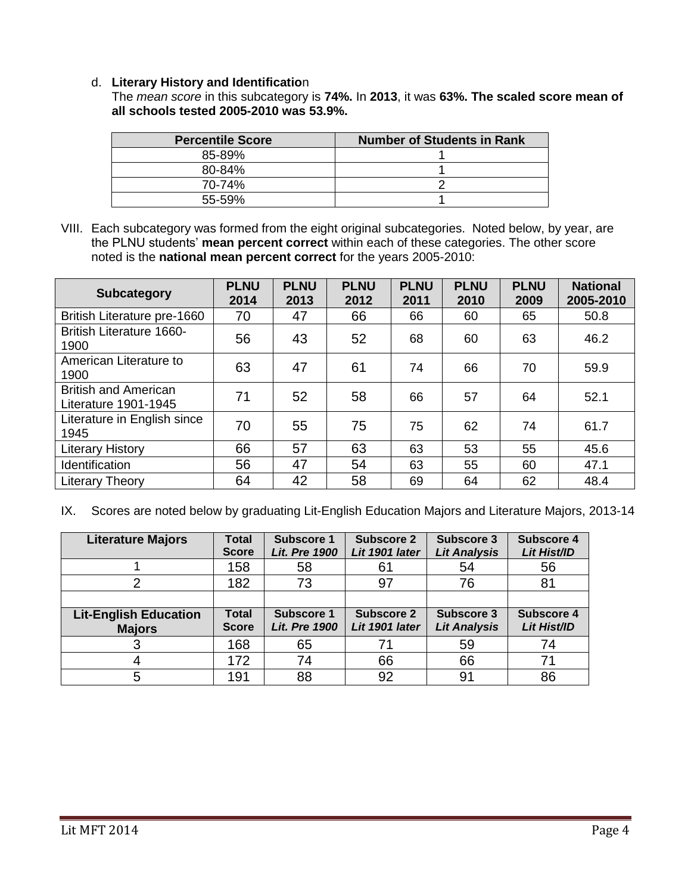d. **Literary History and Identification**

The *mean score* in this subcategory is **74%.** In **2013**, it was **63%. The scaled score mean of all schools tested 2005-2010 was 53.9%.**

| Percentile Score | Number of Students in Rank |
|---|---|
| 85-89% | 1 |
| 80-84% | 1 |
| 70-74% | 2 |
| 55-59% | 1 |

VIII. Each subcategory was formed from the eight original subcategories. Noted below, by year, are the PLNU students' **mean percent correct** within each of these categories. The other score noted is the **national mean percent correct** for the years 2005-2010:

| Subcategory | PLNU 2014 | PLNU 2013 | PLNU 2012 | PLNU 2011 | PLNU 2010 | PLNU 2009 | National 2005-2010 |
|---|---|---|---|---|---|---|---|
| British Literature pre-1660 | 70 | 47 | 66 | 66 | 60 | 65 | 50.8 |
| British Literature 1660-1900 | 56 | 43 | 52 | 68 | 60 | 63 | 46.2 |
| American Literature to 1900 | 63 | 47 | 61 | 74 | 66 | 70 | 59.9 |
| British and American Literature 1901-1945 | 71 | 52 | 58 | 66 | 57 | 64 | 52.1 |
| Literature in English since 1945 | 70 | 55 | 75 | 75 | 62 | 74 | 61.7 |
| Literary History | 66 | 57 | 63 | 63 | 53 | 55 | 45.6 |
| Identification | 56 | 47 | 54 | 63 | 55 | 60 | 47.1 |
| Literary Theory | 64 | 42 | 58 | 69 | 64 | 62 | 48.4 |

IX. Scores are noted below by graduating Lit-English Education Majors and Literature Majors, 2013-14

| Literature Majors | Total Score | Subscore 1 *Lit. Pre 1900* | Subscore 2 *Lit 1901 later* | Subscore 3 *Lit Analysis* | Subscore 4 *Lit Hist/ID* |
|---|---|---|---|---|---|
| 1 | 158 | 58 | 61 | 54 | 56 |
| 2 | 182 | 73 | 97 | 76 | 81 |
| | | | | | |
| **Lit-English Education Majors** | **Total Score** | **Subscore 1** *Lit. Pre 1900* | **Subscore 2** *Lit 1901 later* | **Subscore 3** *Lit Analysis* | **Subscore 4** *Lit Hist/ID* |
| 3 | 168 | 65 | 71 | 59 | 74 |
| 4 | 172 | 74 | 66 | 66 | 71 |
| 5 | 191 | 88 | 92 | 91 | 86 |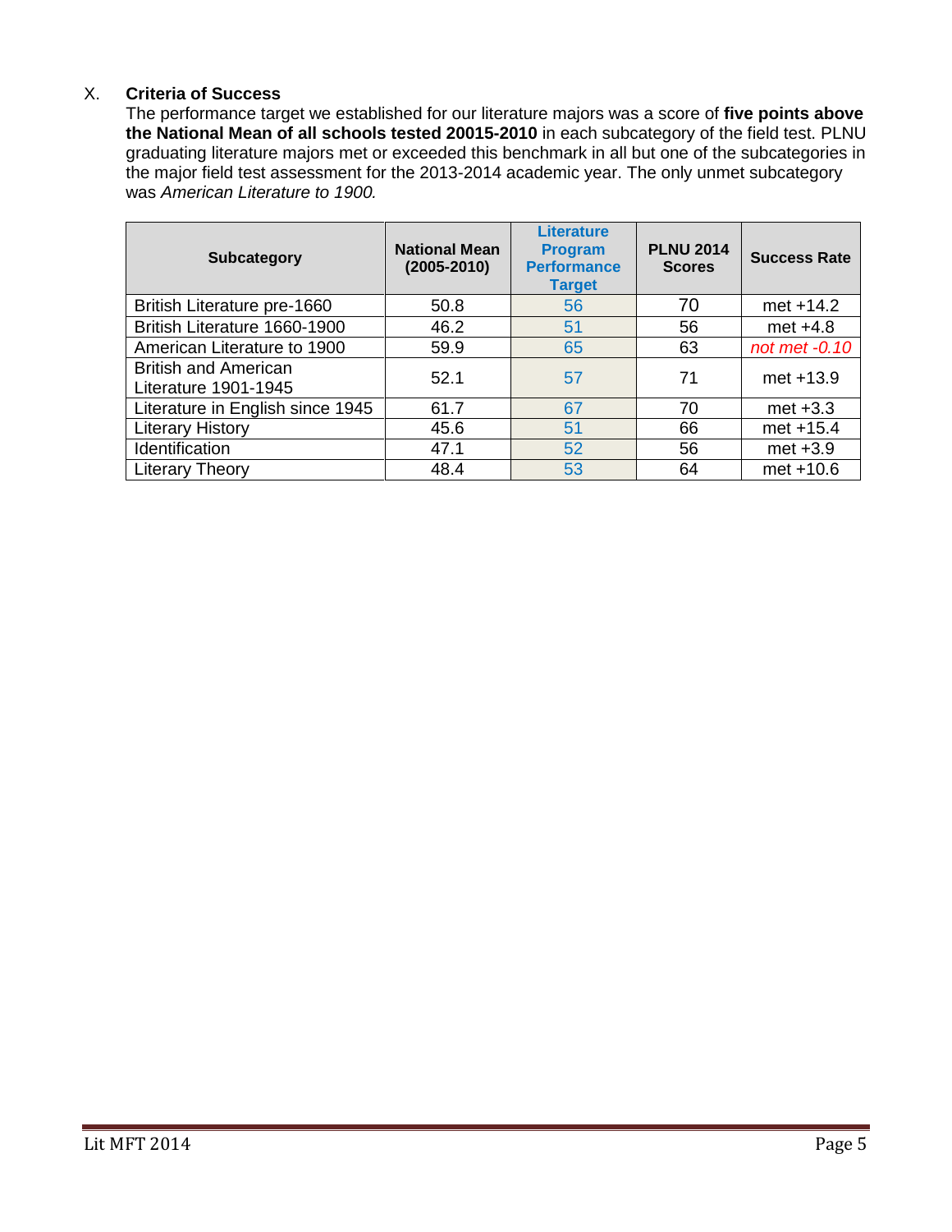## X. Criteria of Success

The performance target we established for our literature majors was a score of **five points above the National Mean of all schools tested 20015-2010** in each subcategory of the field test. PLNU graduating literature majors met or exceeded this benchmark in all but one of the subcategories in the major field test assessment for the 2013-2014 academic year. The only unmet subcategory was *American Literature to 1900.*

| Subcategory | National Mean (2005-2010) | Literature Program Performance Target | PLNU 2014 Scores | Success Rate |
|---|---|---|---|---|
| British Literature pre-1660 | 50.8 | 56 | 70 | met +14.2 |
| British Literature 1660-1900 | 46.2 | 51 | 56 | met +4.8 |
| American Literature to 1900 | 59.9 | 65 | 63 | *not met -0.10* |
| British and American Literature 1901-1945 | 52.1 | 57 | 71 | met +13.9 |
| Literature in English since 1945 | 61.7 | 67 | 70 | met +3.3 |
| Literary History | 45.6 | 51 | 66 | met +15.4 |
| Identification | 47.1 | 52 | 56 | met +3.9 |
| Literary Theory | 48.4 | 53 | 64 | met +10.6 |